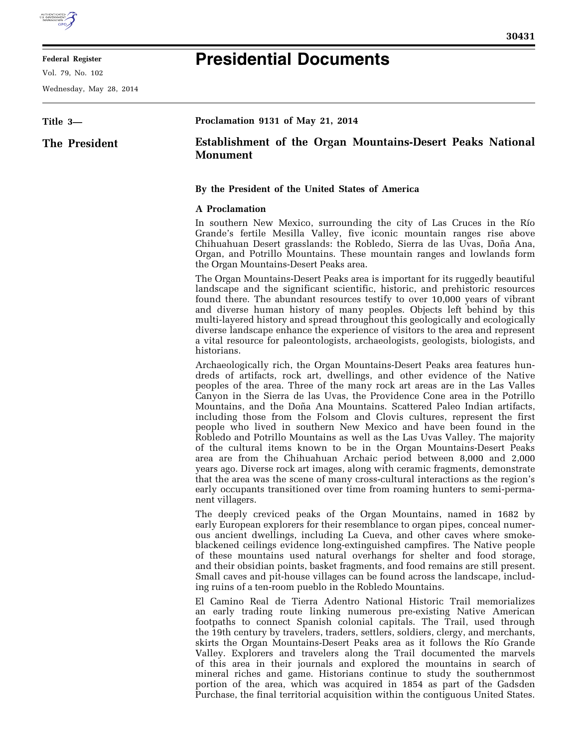**Federal Register**

Vol. 79, No. 102

Wednesday, May 28, 2014

# Presidential Documents

**Title 3—**

**The President**

**Proclamation 9131 of May 21, 2014**

## Establishment of the Organ Mountains-Desert Peaks National Monument

**By the President of the United States of America**

**A Proclamation**

In southern New Mexico, surrounding the city of Las Cruces in the Río Grande's fertile Mesilla Valley, five iconic mountain ranges rise above Chihuahuan Desert grasslands: the Robledo, Sierra de las Uvas, Doña Ana, Organ, and Potrillo Mountains. These mountain ranges and lowlands form the Organ Mountains-Desert Peaks area.

The Organ Mountains-Desert Peaks area is important for its ruggedly beautiful landscape and the significant scientific, historic, and prehistoric resources found there. The abundant resources testify to over 10,000 years of vibrant and diverse human history of many peoples. Objects left behind by this multi-layered history and spread throughout this geologically and ecologically diverse landscape enhance the experience of visitors to the area and represent a vital resource for paleontologists, archaeologists, geologists, biologists, and historians.

Archaeologically rich, the Organ Mountains-Desert Peaks area features hundreds of artifacts, rock art, dwellings, and other evidence of the Native peoples of the area. Three of the many rock art areas are in the Las Valles Canyon in the Sierra de las Uvas, the Providence Cone area in the Potrillo Mountains, and the Doña Ana Mountains. Scattered Paleo Indian artifacts, including those from the Folsom and Clovis cultures, represent the first people who lived in southern New Mexico and have been found in the Robledo and Potrillo Mountains as well as the Las Uvas Valley. The majority of the cultural items known to be in the Organ Mountains-Desert Peaks area are from the Chihuahuan Archaic period between 8,000 and 2,000 years ago. Diverse rock art images, along with ceramic fragments, demonstrate that the area was the scene of many cross-cultural interactions as the region's early occupants transitioned over time from roaming hunters to semi-permanent villagers.

The deeply creviced peaks of the Organ Mountains, named in 1682 by early European explorers for their resemblance to organ pipes, conceal numerous ancient dwellings, including La Cueva, and other caves where smoke-blackened ceilings evidence long-extinguished campfires. The Native people of these mountains used natural overhangs for shelter and food storage, and their obsidian points, basket fragments, and food remains are still present. Small caves and pit-house villages can be found across the landscape, including ruins of a ten-room pueblo in the Robledo Mountains.

El Camino Real de Tierra Adentro National Historic Trail memorializes an early trading route linking numerous pre-existing Native American footpaths to connect Spanish colonial capitals. The Trail, used through the 19th century by travelers, traders, settlers, soldiers, clergy, and merchants, skirts the Organ Mountains-Desert Peaks area as it follows the Río Grande Valley. Explorers and travelers along the Trail documented the marvels of this area in their journals and explored the mountains in search of mineral riches and game. Historians continue to study the southernmost portion of the area, which was acquired in 1854 as part of the Gadsden Purchase, the final territorial acquisition within the contiguous United States.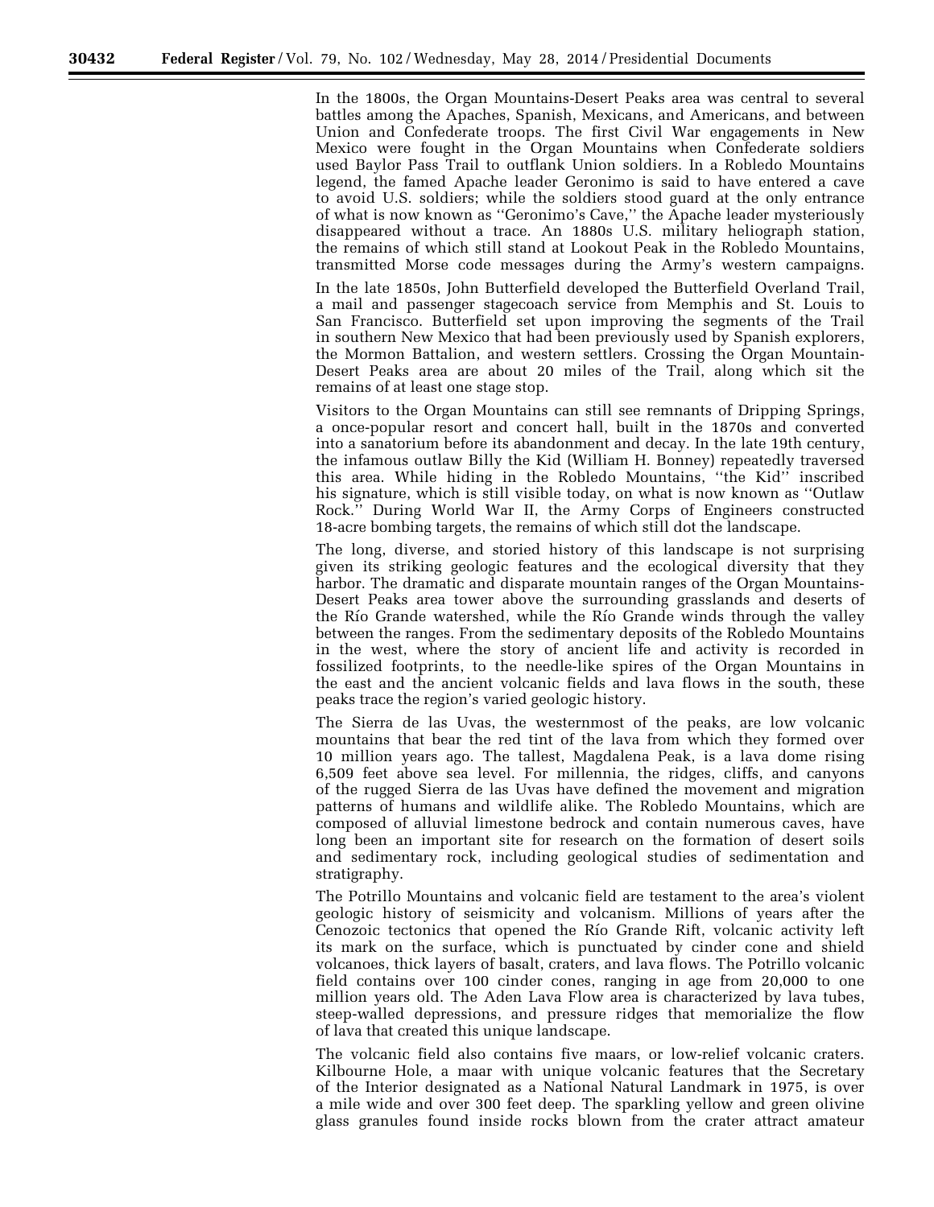In the 1800s, the Organ Mountains-Desert Peaks area was central to several battles among the Apaches, Spanish, Mexicans, and Americans, and between Union and Confederate troops. The first Civil War engagements in New Mexico were fought in the Organ Mountains when Confederate soldiers used Baylor Pass Trail to outflank Union soldiers. In a Robledo Mountains legend, the famed Apache leader Geronimo is said to have entered a cave to avoid U.S. soldiers; while the soldiers stood guard at the only entrance of what is now known as ''Geronimo's Cave,'' the Apache leader mysteriously disappeared without a trace. An 1880s U.S. military heliograph station, the remains of which still stand at Lookout Peak in the Robledo Mountains, transmitted Morse code messages during the Army's western campaigns.

In the late 1850s, John Butterfield developed the Butterfield Overland Trail, a mail and passenger stagecoach service from Memphis and St. Louis to San Francisco. Butterfield set upon improving the segments of the Trail in southern New Mexico that had been previously used by Spanish explorers, the Mormon Battalion, and western settlers. Crossing the Organ Mountain-Desert Peaks area are about 20 miles of the Trail, along which sit the remains of at least one stage stop.

Visitors to the Organ Mountains can still see remnants of Dripping Springs, a once-popular resort and concert hall, built in the 1870s and converted into a sanatorium before its abandonment and decay. In the late 19th century, the infamous outlaw Billy the Kid (William H. Bonney) repeatedly traversed this area. While hiding in the Robledo Mountains, ''the Kid'' inscribed his signature, which is still visible today, on what is now known as ''Outlaw Rock.'' During World War II, the Army Corps of Engineers constructed 18-acre bombing targets, the remains of which still dot the landscape.

The long, diverse, and storied history of this landscape is not surprising given its striking geologic features and the ecological diversity that they harbor. The dramatic and disparate mountain ranges of the Organ Mountains-Desert Peaks area tower above the surrounding grasslands and deserts of the Río Grande watershed, while the Río Grande winds through the valley between the ranges. From the sedimentary deposits of the Robledo Mountains in the west, where the story of ancient life and activity is recorded in fossilized footprints, to the needle-like spires of the Organ Mountains in the east and the ancient volcanic fields and lava flows in the south, these peaks trace the region's varied geologic history.

The Sierra de las Uvas, the westernmost of the peaks, are low volcanic mountains that bear the red tint of the lava from which they formed over 10 million years ago. The tallest, Magdalena Peak, is a lava dome rising 6,509 feet above sea level. For millennia, the ridges, cliffs, and canyons of the rugged Sierra de las Uvas have defined the movement and migration patterns of humans and wildlife alike. The Robledo Mountains, which are composed of alluvial limestone bedrock and contain numerous caves, have long been an important site for research on the formation of desert soils and sedimentary rock, including geological studies of sedimentation and stratigraphy.

The Potrillo Mountains and volcanic field are testament to the area's violent geologic history of seismicity and volcanism. Millions of years after the Cenozoic tectonics that opened the Río Grande Rift, volcanic activity left its mark on the surface, which is punctuated by cinder cone and shield volcanoes, thick layers of basalt, craters, and lava flows. The Potrillo volcanic field contains over 100 cinder cones, ranging in age from 20,000 to one million years old. The Aden Lava Flow area is characterized by lava tubes, steep-walled depressions, and pressure ridges that memorialize the flow of lava that created this unique landscape.

The volcanic field also contains five maars, or low-relief volcanic craters. Kilbourne Hole, a maar with unique volcanic features that the Secretary of the Interior designated as a National Natural Landmark in 1975, is over a mile wide and over 300 feet deep. The sparkling yellow and green olivine glass granules found inside rocks blown from the crater attract amateur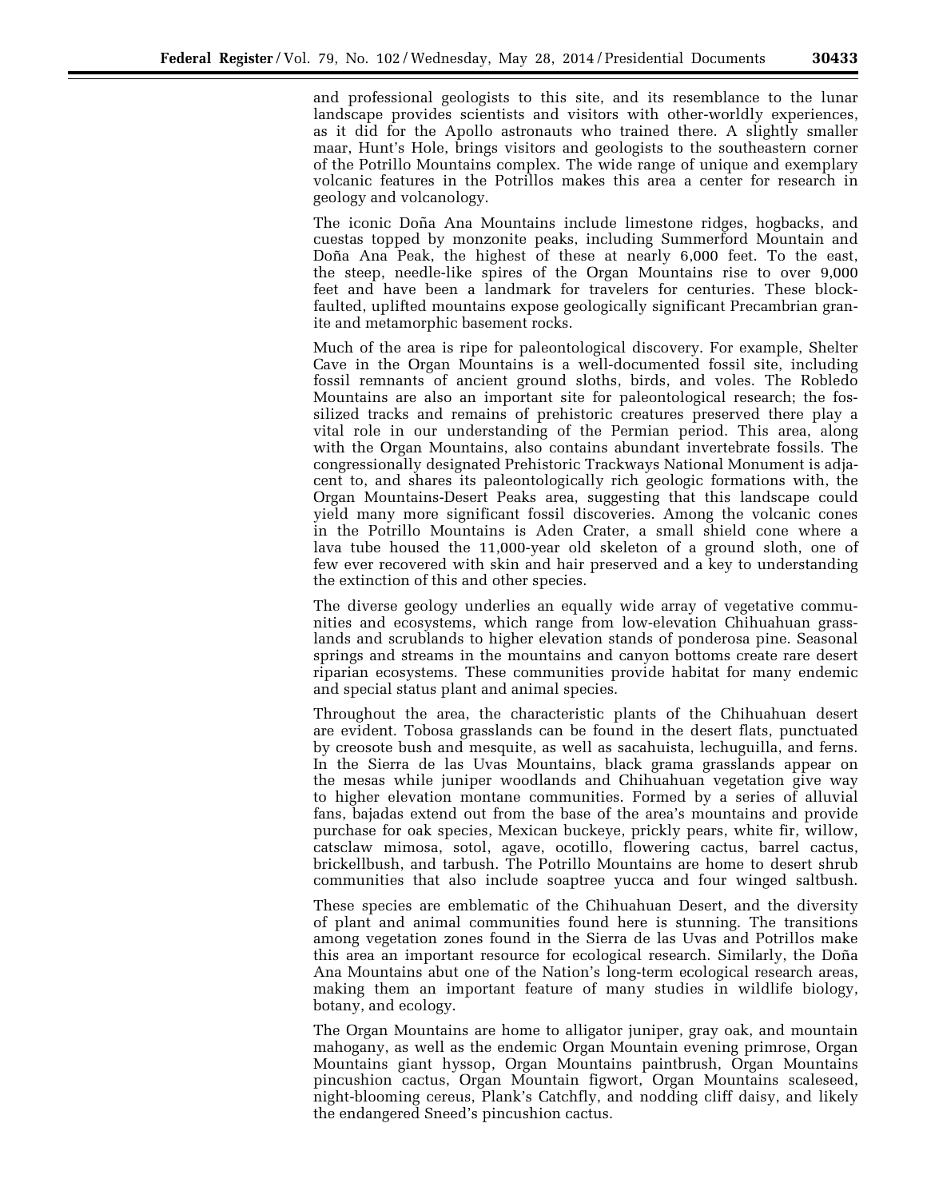and professional geologists to this site, and its resemblance to the lunar landscape provides scientists and visitors with other-worldly experiences, as it did for the Apollo astronauts who trained there. A slightly smaller maar, Hunt's Hole, brings visitors and geologists to the southeastern corner of the Potrillo Mountains complex. The wide range of unique and exemplary volcanic features in the Potrillos makes this area a center for research in geology and volcanology.

The iconic Doña Ana Mountains include limestone ridges, hogbacks, and cuestas topped by monzonite peaks, including Summerford Mountain and Doña Ana Peak, the highest of these at nearly 6,000 feet. To the east, the steep, needle-like spires of the Organ Mountains rise to over 9,000 feet and have been a landmark for travelers for centuries. These block-faulted, uplifted mountains expose geologically significant Precambrian granite and metamorphic basement rocks.

Much of the area is ripe for paleontological discovery. For example, Shelter Cave in the Organ Mountains is a well-documented fossil site, including fossil remnants of ancient ground sloths, birds, and voles. The Robledo Mountains are also an important site for paleontological research; the fossilized tracks and remains of prehistoric creatures preserved there play a vital role in our understanding of the Permian period. This area, along with the Organ Mountains, also contains abundant invertebrate fossils. The congressionally designated Prehistoric Trackways National Monument is adjacent to, and shares its paleontologically rich geologic formations with, the Organ Mountains-Desert Peaks area, suggesting that this landscape could yield many more significant fossil discoveries. Among the volcanic cones in the Potrillo Mountains is Aden Crater, a small shield cone where a lava tube housed the 11,000-year old skeleton of a ground sloth, one of few ever recovered with skin and hair preserved and a key to understanding the extinction of this and other species.

The diverse geology underlies an equally wide array of vegetative communities and ecosystems, which range from low-elevation Chihuahuan grasslands and scrublands to higher elevation stands of ponderosa pine. Seasonal springs and streams in the mountains and canyon bottoms create rare desert riparian ecosystems. These communities provide habitat for many endemic and special status plant and animal species.

Throughout the area, the characteristic plants of the Chihuahuan desert are evident. Tobosa grasslands can be found in the desert flats, punctuated by creosote bush and mesquite, as well as sacahuista, lechuguilla, and ferns. In the Sierra de las Uvas Mountains, black grama grasslands appear on the mesas while juniper woodlands and Chihuahuan vegetation give way to higher elevation montane communities. Formed by a series of alluvial fans, bajadas extend out from the base of the area's mountains and provide purchase for oak species, Mexican buckeye, prickly pears, white fir, willow, catsclaw mimosa, sotol, agave, ocotillo, flowering cactus, barrel cactus, brickellbush, and tarbush. The Potrillo Mountains are home to desert shrub communities that also include soaptree yucca and four winged saltbush.

These species are emblematic of the Chihuahuan Desert, and the diversity of plant and animal communities found here is stunning. The transitions among vegetation zones found in the Sierra de las Uvas and Potrillos make this area an important resource for ecological research. Similarly, the Doña Ana Mountains abut one of the Nation's long-term ecological research areas, making them an important feature of many studies in wildlife biology, botany, and ecology.

The Organ Mountains are home to alligator juniper, gray oak, and mountain mahogany, as well as the endemic Organ Mountain evening primrose, Organ Mountains giant hyssop, Organ Mountains paintbrush, Organ Mountains pincushion cactus, Organ Mountain figwort, Organ Mountains scaleseed, night-blooming cereus, Plank's Catchfly, and nodding cliff daisy, and likely the endangered Sneed's pincushion cactus.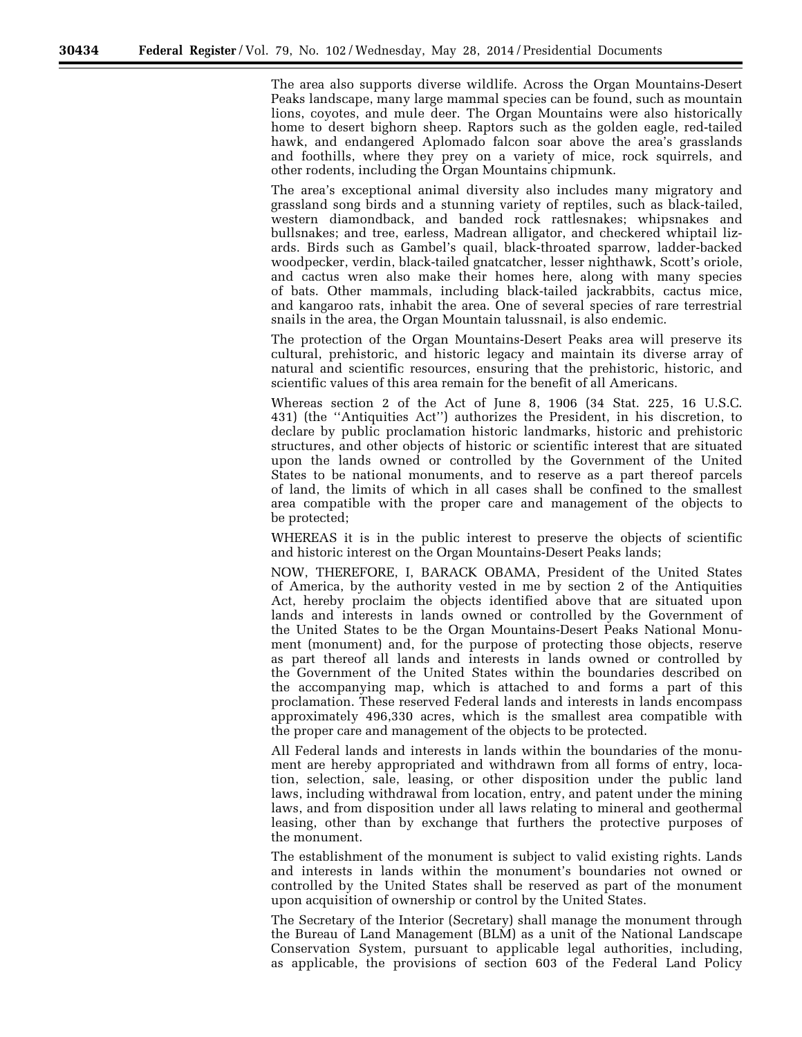The area also supports diverse wildlife. Across the Organ Mountains-Desert Peaks landscape, many large mammal species can be found, such as mountain lions, coyotes, and mule deer. The Organ Mountains were also historically home to desert bighorn sheep. Raptors such as the golden eagle, red-tailed hawk, and endangered Aplomado falcon soar above the area's grasslands and foothills, where they prey on a variety of mice, rock squirrels, and other rodents, including the Organ Mountains chipmunk.

The area's exceptional animal diversity also includes many migratory and grassland song birds and a stunning variety of reptiles, such as black-tailed, western diamondback, and banded rock rattlesnakes; whipsnakes and bullsnakes; and tree, earless, Madrean alligator, and checkered whiptail lizards. Birds such as Gambel's quail, black-throated sparrow, ladder-backed woodpecker, verdin, black-tailed gnatcatcher, lesser nighthawk, Scott's oriole, and cactus wren also make their homes here, along with many species of bats. Other mammals, including black-tailed jackrabbits, cactus mice, and kangaroo rats, inhabit the area. One of several species of rare terrestrial snails in the area, the Organ Mountain talussnail, is also endemic.

The protection of the Organ Mountains-Desert Peaks area will preserve its cultural, prehistoric, and historic legacy and maintain its diverse array of natural and scientific resources, ensuring that the prehistoric, historic, and scientific values of this area remain for the benefit of all Americans.

Whereas section 2 of the Act of June 8, 1906 (34 Stat. 225, 16 U.S.C. 431) (the ''Antiquities Act'') authorizes the President, in his discretion, to declare by public proclamation historic landmarks, historic and prehistoric structures, and other objects of historic or scientific interest that are situated upon the lands owned or controlled by the Government of the United States to be national monuments, and to reserve as a part thereof parcels of land, the limits of which in all cases shall be confined to the smallest area compatible with the proper care and management of the objects to be protected;

WHEREAS it is in the public interest to preserve the objects of scientific and historic interest on the Organ Mountains-Desert Peaks lands;

NOW, THEREFORE, I, BARACK OBAMA, President of the United States of America, by the authority vested in me by section 2 of the Antiquities Act, hereby proclaim the objects identified above that are situated upon lands and interests in lands owned or controlled by the Government of the United States to be the Organ Mountains-Desert Peaks National Monument (monument) and, for the purpose of protecting those objects, reserve as part thereof all lands and interests in lands owned or controlled by the Government of the United States within the boundaries described on the accompanying map, which is attached to and forms a part of this proclamation. These reserved Federal lands and interests in lands encompass approximately 496,330 acres, which is the smallest area compatible with the proper care and management of the objects to be protected.

All Federal lands and interests in lands within the boundaries of the monument are hereby appropriated and withdrawn from all forms of entry, location, selection, sale, leasing, or other disposition under the public land laws, including withdrawal from location, entry, and patent under the mining laws, and from disposition under all laws relating to mineral and geothermal leasing, other than by exchange that furthers the protective purposes of the monument.

The establishment of the monument is subject to valid existing rights. Lands and interests in lands within the monument's boundaries not owned or controlled by the United States shall be reserved as part of the monument upon acquisition of ownership or control by the United States.

The Secretary of the Interior (Secretary) shall manage the monument through the Bureau of Land Management (BLM) as a unit of the National Landscape Conservation System, pursuant to applicable legal authorities, including, as applicable, the provisions of section 603 of the Federal Land Policy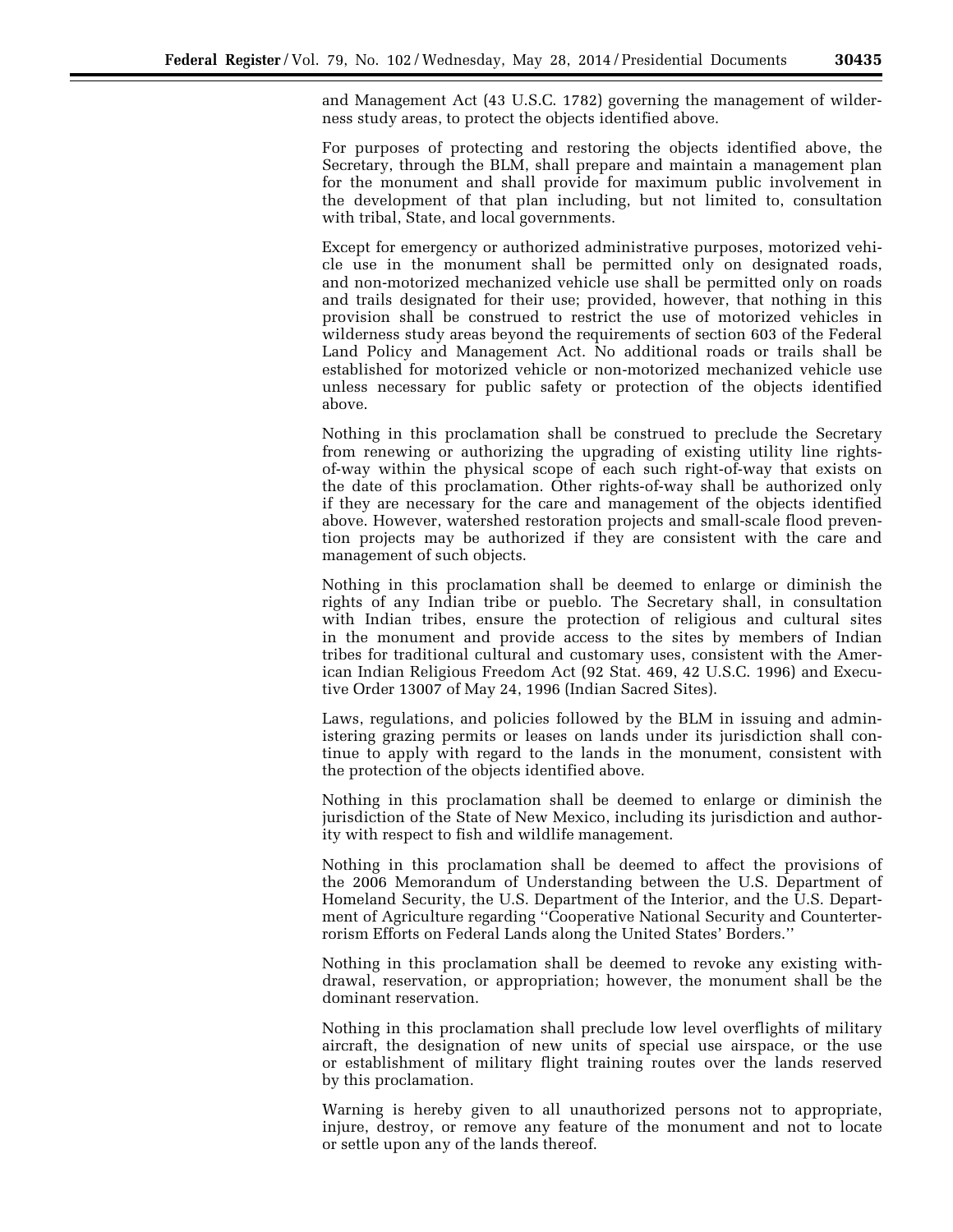and Management Act (43 U.S.C. 1782) governing the management of wilderness study areas, to protect the objects identified above.

For purposes of protecting and restoring the objects identified above, the Secretary, through the BLM, shall prepare and maintain a management plan for the monument and shall provide for maximum public involvement in the development of that plan including, but not limited to, consultation with tribal, State, and local governments.

Except for emergency or authorized administrative purposes, motorized vehicle use in the monument shall be permitted only on designated roads, and non-motorized mechanized vehicle use shall be permitted only on roads and trails designated for their use; provided, however, that nothing in this provision shall be construed to restrict the use of motorized vehicles in wilderness study areas beyond the requirements of section 603 of the Federal Land Policy and Management Act. No additional roads or trails shall be established for motorized vehicle or non-motorized mechanized vehicle use unless necessary for public safety or protection of the objects identified above.

Nothing in this proclamation shall be construed to preclude the Secretary from renewing or authorizing the upgrading of existing utility line rights-of-way within the physical scope of each such right-of-way that exists on the date of this proclamation. Other rights-of-way shall be authorized only if they are necessary for the care and management of the objects identified above. However, watershed restoration projects and small-scale flood prevention projects may be authorized if they are consistent with the care and management of such objects.

Nothing in this proclamation shall be deemed to enlarge or diminish the rights of any Indian tribe or pueblo. The Secretary shall, in consultation with Indian tribes, ensure the protection of religious and cultural sites in the monument and provide access to the sites by members of Indian tribes for traditional cultural and customary uses, consistent with the American Indian Religious Freedom Act (92 Stat. 469, 42 U.S.C. 1996) and Executive Order 13007 of May 24, 1996 (Indian Sacred Sites).

Laws, regulations, and policies followed by the BLM in issuing and administering grazing permits or leases on lands under its jurisdiction shall continue to apply with regard to the lands in the monument, consistent with the protection of the objects identified above.

Nothing in this proclamation shall be deemed to enlarge or diminish the jurisdiction of the State of New Mexico, including its jurisdiction and authority with respect to fish and wildlife management.

Nothing in this proclamation shall be deemed to affect the provisions of the 2006 Memorandum of Understanding between the U.S. Department of Homeland Security, the U.S. Department of the Interior, and the U.S. Department of Agriculture regarding ''Cooperative National Security and Counterterrorism Efforts on Federal Lands along the United States' Borders.''

Nothing in this proclamation shall be deemed to revoke any existing withdrawal, reservation, or appropriation; however, the monument shall be the dominant reservation.

Nothing in this proclamation shall preclude low level overflights of military aircraft, the designation of new units of special use airspace, or the use or establishment of military flight training routes over the lands reserved by this proclamation.

Warning is hereby given to all unauthorized persons not to appropriate, injure, destroy, or remove any feature of the monument and not to locate or settle upon any of the lands thereof.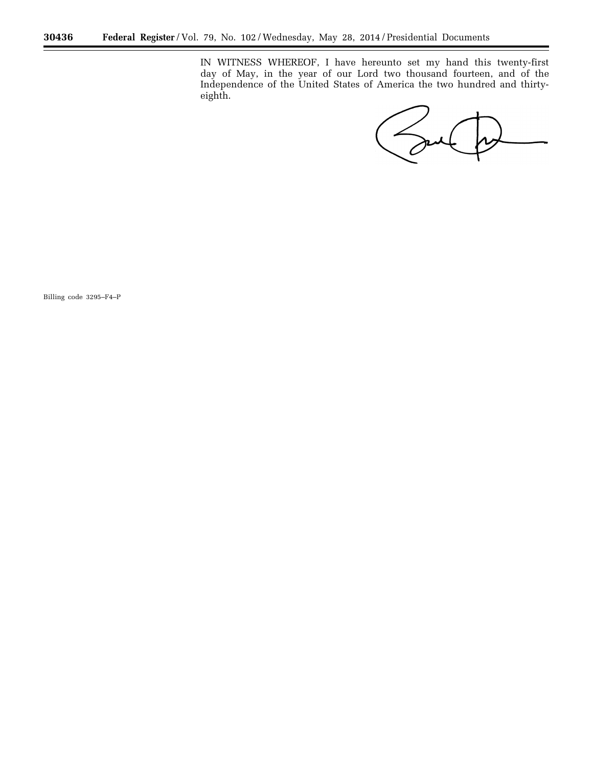IN WITNESS WHEREOF, I have hereunto set my hand this twenty-first day of May, in the year of our Lord two thousand fourteen, and of the Independence of the United States of America the two hundred and thirty-eighth.

Billing code 3295–F4–P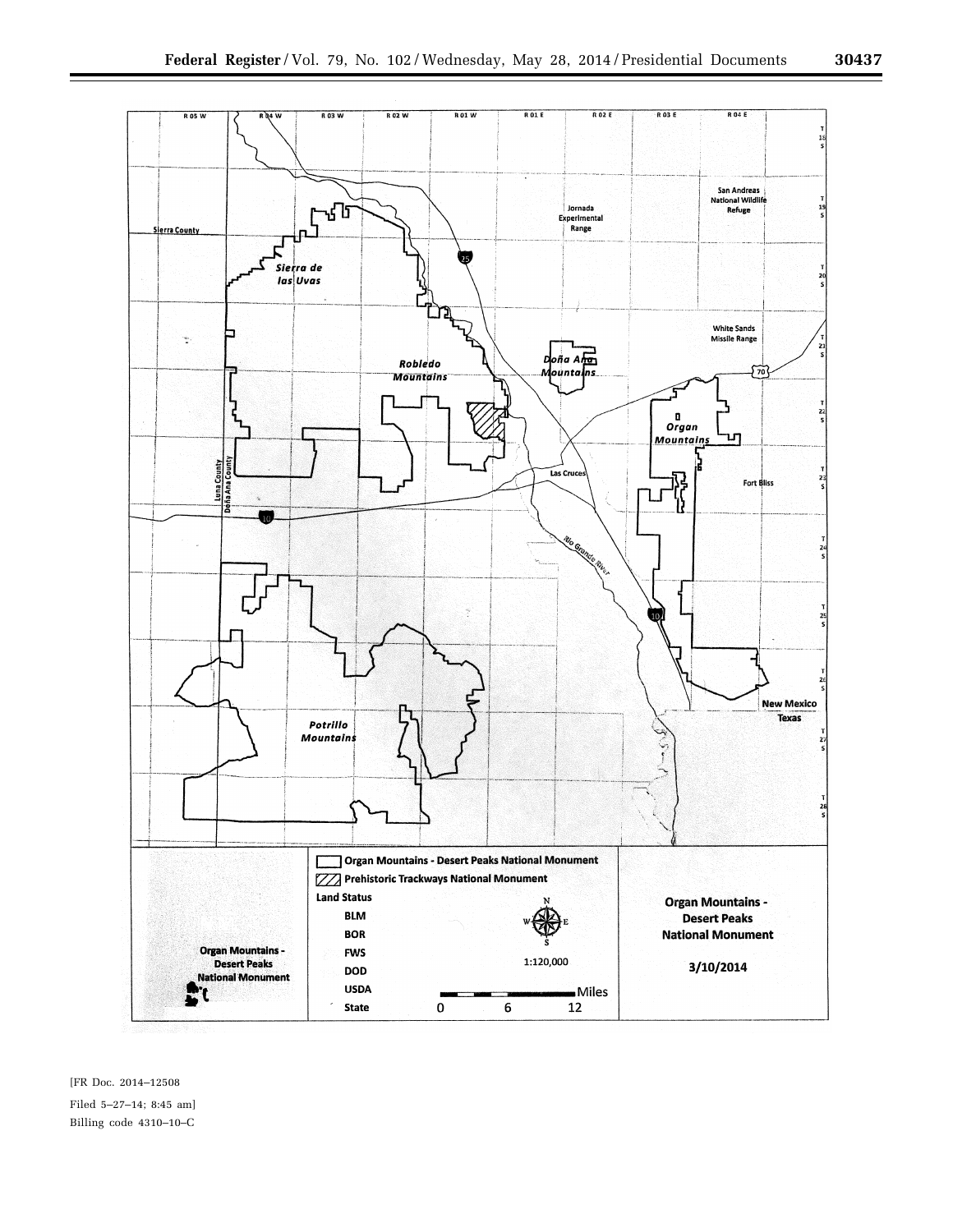R 05 W
R 04 W
R 03 W
R 02 W
R 01 W
R 01 E
R 02 E
R 03 E
R 04 E

T 18 S
T 19 S
T 20 S
T 21 S
T 22 S
T 23 S
T 24 S
T 25 S
T 26 S
T 27 S
T 28 S

San Andreas National Wildlife Refuge
Jornada Experimental Range
Sierra County
25
Sierra de las Uvas
White Sands Missile Range
70
Robledo Mountains
Doña Ana Mountains
Organ Mountains
Luna County
Doña Ana County
Las Cruces
Fort Bliss
10
Rio Grande River
10
New Mexico
Texas
Potrillo Mountains

Organ Mountains - Desert Peaks National Monument
Prehistoric Trackways National Monument
Land Status
BLM
BOR
FWS
DOD
USDA
State

N
W
E
S

1:120,000

0 6 12 Miles

Organ Mountains - Desert Peaks National Monument

Organ Mountains - Desert Peaks National Monument

3/10/2014

[FR Doc. 2014–12508
Filed 5–27–14; 8:45 am]
Billing code 4310–10–C